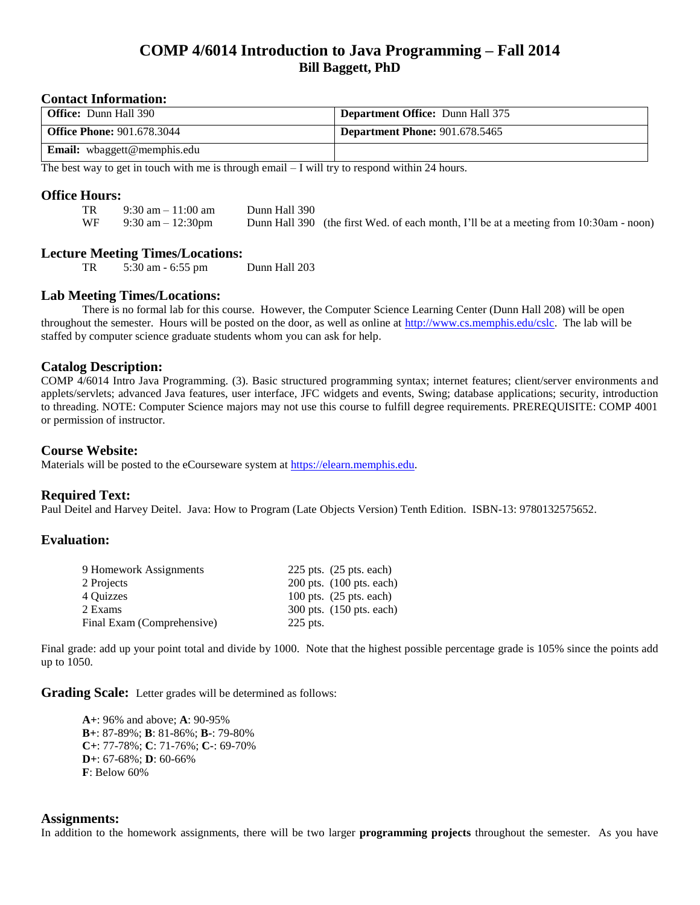# COMP 4/6014 Introduction to Java Programming – Fall 2014
## Bill Baggett, PhD

### Contact Information:

| **Office:** Dunn Hall 390 | **Department Office:** Dunn Hall 375 |
|---|---|
| **Office Phone:** 901.678.3044 | **Department Phone:** 901.678.5465 |
| **Email:** wbaggett@memphis.edu | |

The best way to get in touch with me is through email – I will try to respond within 24 hours.

### Office Hours:

TR 9:30 am – 11:00 am Dunn Hall 390
WF 9:30 am – 12:30pm Dunn Hall 390 (the first Wed. of each month, I'll be at a meeting from 10:30am - noon)

### Lecture Meeting Times/Locations:

TR 5:30 am - 6:55 pm Dunn Hall 203

### Lab Meeting Times/Locations:

There is no formal lab for this course. However, the Computer Science Learning Center (Dunn Hall 208) will be open throughout the semester. Hours will be posted on the door, as well as online at http://www.cs.memphis.edu/cslc. The lab will be staffed by computer science graduate students whom you can ask for help.

### Catalog Description:

COMP 4/6014 Intro Java Programming. (3). Basic structured programming syntax; internet features; client/server environments and applets/servlets; advanced Java features, user interface, JFC widgets and events, Swing; database applications; security, introduction to threading. NOTE: Computer Science majors may not use this course to fulfill degree requirements. PREREQUISITE: COMP 4001 or permission of instructor.

### Course Website:

Materials will be posted to the eCourseware system at https://elearn.memphis.edu.

### Required Text:

Paul Deitel and Harvey Deitel. Java: How to Program (Late Objects Version) Tenth Edition. ISBN-13: 9780132575652.

### Evaluation:

| | |
|---|---|
| 9 Homework Assignments | 225 pts. (25 pts. each) |
| 2 Projects | 200 pts. (100 pts. each) |
| 4 Quizzes | 100 pts. (25 pts. each) |
| 2 Exams | 300 pts. (150 pts. each) |
| Final Exam (Comprehensive) | 225 pts. |

Final grade: add up your point total and divide by 1000. Note that the highest possible percentage grade is 105% since the points add up to 1050.

**Grading Scale:** Letter grades will be determined as follows:

**A+**: 96% and above; **A**: 90-95%
**B+**: 87-89%; **B**: 81-86%; **B-**: 79-80%
**C+**: 77-78%; **C**: 71-76%; **C-**: 69-70%
**D+**: 67-68%; **D**: 60-66%
**F**: Below 60%

### Assignments:

In addition to the homework assignments, there will be two larger **programming projects** throughout the semester. As you have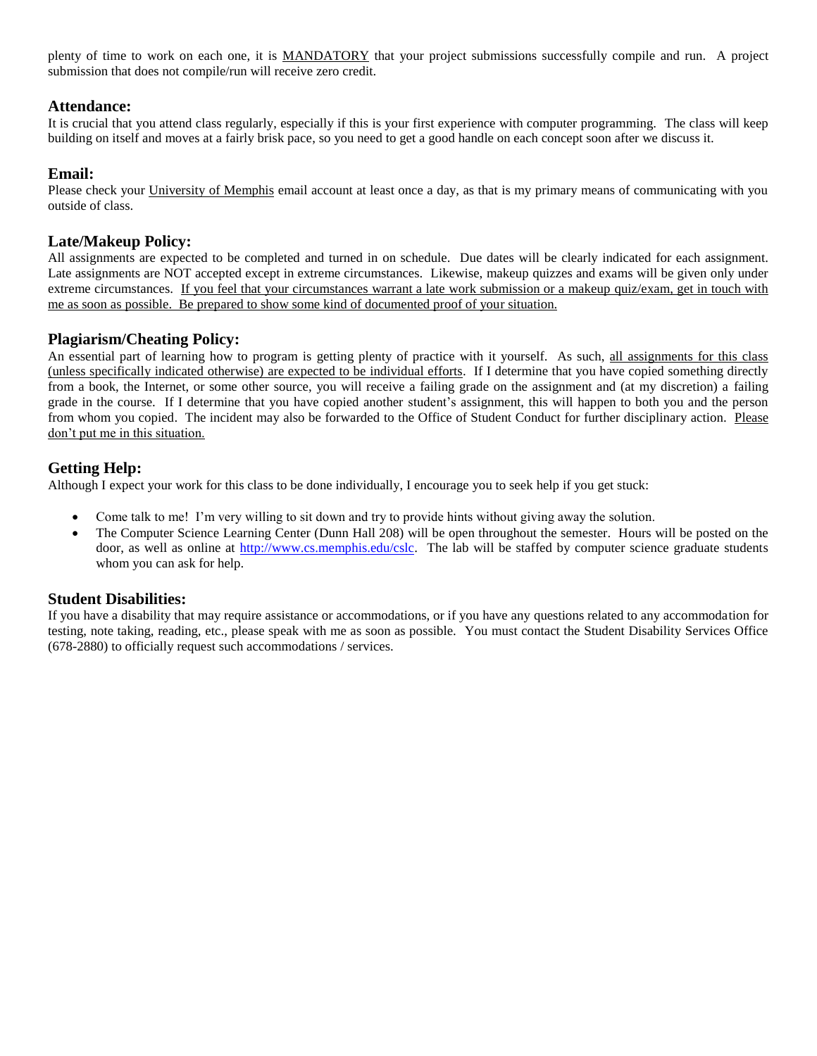plenty of time to work on each one, it is MANDATORY that your project submissions successfully compile and run. A project submission that does not compile/run will receive zero credit.

## Attendance:

It is crucial that you attend class regularly, especially if this is your first experience with computer programming. The class will keep building on itself and moves at a fairly brisk pace, so you need to get a good handle on each concept soon after we discuss it.

## Email:

Please check your University of Memphis email account at least once a day, as that is my primary means of communicating with you outside of class.

## Late/Makeup Policy:

All assignments are expected to be completed and turned in on schedule. Due dates will be clearly indicated for each assignment. Late assignments are NOT accepted except in extreme circumstances. Likewise, makeup quizzes and exams will be given only under extreme circumstances. If you feel that your circumstances warrant a late work submission or a makeup quiz/exam, get in touch with me as soon as possible. Be prepared to show some kind of documented proof of your situation.

## Plagiarism/Cheating Policy:

An essential part of learning how to program is getting plenty of practice with it yourself. As such, all assignments for this class (unless specifically indicated otherwise) are expected to be individual efforts. If I determine that you have copied something directly from a book, the Internet, or some other source, you will receive a failing grade on the assignment and (at my discretion) a failing grade in the course. If I determine that you have copied another student's assignment, this will happen to both you and the person from whom you copied. The incident may also be forwarded to the Office of Student Conduct for further disciplinary action. Please don't put me in this situation.

## Getting Help:

Although I expect your work for this class to be done individually, I encourage you to seek help if you get stuck:

- Come talk to me! I'm very willing to sit down and try to provide hints without giving away the solution.
- The Computer Science Learning Center (Dunn Hall 208) will be open throughout the semester. Hours will be posted on the door, as well as online at http://www.cs.memphis.edu/cslc. The lab will be staffed by computer science graduate students whom you can ask for help.

## Student Disabilities:

If you have a disability that may require assistance or accommodations, or if you have any questions related to any accommodation for testing, note taking, reading, etc., please speak with me as soon as possible. You must contact the Student Disability Services Office (678-2880) to officially request such accommodations / services.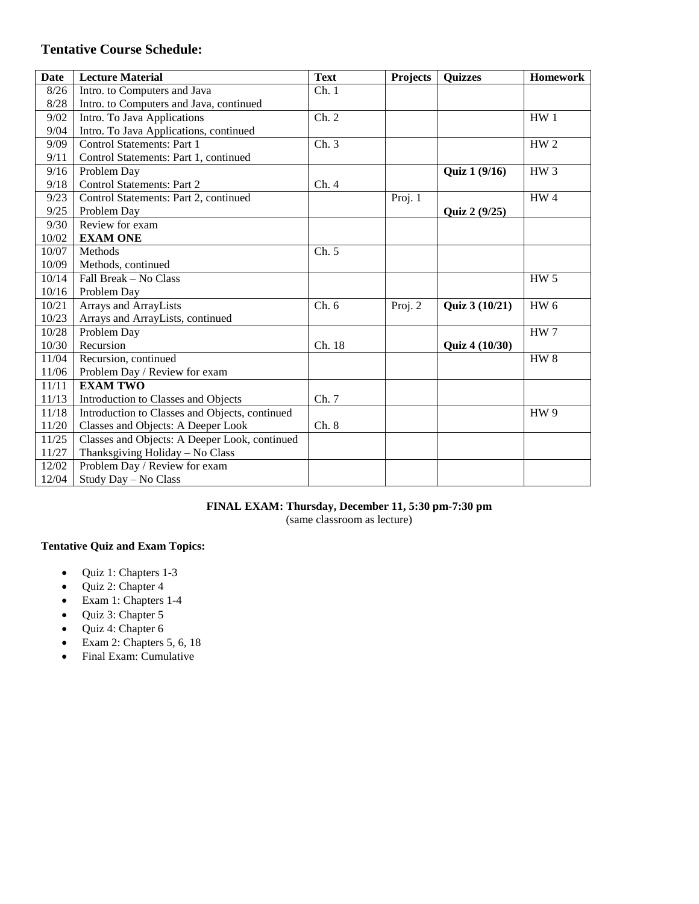## Tentative Course Schedule:

| Date | Lecture Material | Text | Projects | Quizzes | Homework |
| --- | --- | --- | --- | --- | --- |
| 8/26 | Intro. to Computers and Java | Ch. 1 | | | |
| 8/28 | Intro. to Computers and Java, continued | | | | |
| 9/02 | Intro. To Java Applications | Ch. 2 | | | HW 1 |
| 9/04 | Intro. To Java Applications, continued | | | | |
| 9/09 | Control Statements: Part 1 | Ch. 3 | | | HW 2 |
| 9/11 | Control Statements: Part 1, continued | | | | |
| 9/16 | Problem Day | | | **Quiz 1 (9/16)** | HW 3 |
| 9/18 | Control Statements: Part 2 | Ch. 4 | | | |
| 9/23 | Control Statements: Part 2, continued | | Proj. 1 | | HW 4 |
| 9/25 | Problem Day | | | **Quiz 2 (9/25)** | |
| 9/30 | Review for exam | | | | |
| 10/02 | **EXAM ONE** | | | | |
| 10/07 | Methods | Ch. 5 | | | |
| 10/09 | Methods, continued | | | | |
| 10/14 | Fall Break – No Class | | | | HW 5 |
| 10/16 | Problem Day | | | | |
| 10/21 | Arrays and ArrayLists | Ch. 6 | Proj. 2 | **Quiz 3 (10/21)** | HW 6 |
| 10/23 | Arrays and ArrayLists, continued | | | | |
| 10/28 | Problem Day | | | | HW 7 |
| 10/30 | Recursion | Ch. 18 | | **Quiz 4 (10/30)** | |
| 11/04 | Recursion, continued | | | | HW 8 |
| 11/06 | Problem Day / Review for exam | | | | |
| 11/11 | **EXAM TWO** | | | | |
| 11/13 | Introduction to Classes and Objects | Ch. 7 | | | |
| 11/18 | Introduction to Classes and Objects, continued | | | | HW 9 |
| 11/20 | Classes and Objects: A Deeper Look | Ch. 8 | | | |
| 11/25 | Classes and Objects: A Deeper Look, continued | | | | |
| 11/27 | Thanksgiving Holiday – No Class | | | | |
| 12/02 | Problem Day / Review for exam | | | | |
| 12/04 | Study Day – No Class | | | | |

**FINAL EXAM: Thursday, December 11, 5:30 pm-7:30 pm**
(same classroom as lecture)

**Tentative Quiz and Exam Topics:**

- Quiz 1: Chapters 1-3
- Quiz 2: Chapter 4
- Exam 1: Chapters 1-4
- Quiz 3: Chapter 5
- Quiz 4: Chapter 6
- Exam 2: Chapters 5, 6, 18
- Final Exam: Cumulative